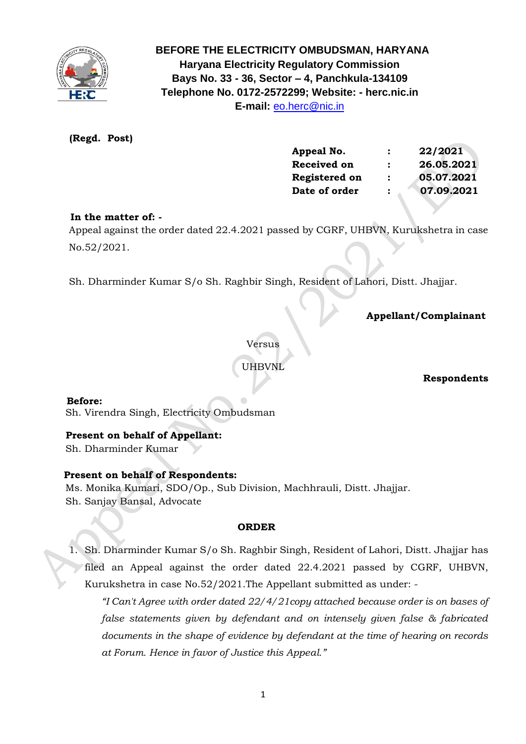# BEFORE THE ELECTRICITY OMBUDSMAN, HARYANA

**Haryana Electricity Regulatory Commission**
**Bays No. 33 - 36, Sector – 4, Panchkula-134109**
**Telephone No. 0172-2572299; Website: - herc.nic.in**
**E-mail:** eo.herc@nic.in

**(Regd. Post)**

| | | |
|---|---|---|
| **Appeal No.** | **:** | **22/2021** |
| **Received on** | **:** | **26.05.2021** |
| **Registered on** | **:** | **05.07.2021** |
| **Date of order** | **:** | **07.09.2021** |

**In the matter of: -**

Appeal against the order dated 22.4.2021 passed by CGRF, UHBVN, Kurukshetra in case No.52/2021.

Sh. Dharminder Kumar S/o Sh. Raghbir Singh, Resident of Lahori, Distt. Jhajjar.

**Appellant/Complainant**

Versus

UHBVNL

**Respondents**

**Before:**
Sh. Virendra Singh, Electricity Ombudsman

**Present on behalf of Appellant:**
Sh. Dharminder Kumar

**Present on behalf of Respondents:**
Ms. Monika Kumari, SDO/Op., Sub Division, Machhrauli, Distt. Jhajjar.
Sh. Sanjay Bansal, Advocate

**ORDER**

1. Sh. Dharminder Kumar S/o Sh. Raghbir Singh, Resident of Lahori, Distt. Jhajjar has filed an Appeal against the order dated 22.4.2021 passed by CGRF, UHBVN, Kurukshetra in case No.52/2021.The Appellant submitted as under: -

   *"I Can't Agree with order dated 22/4/21copy attached because order is on bases of false statements given by defendant and on intensely given false & fabricated documents in the shape of evidence by defendant at the time of hearing on records at Forum. Hence in favor of Justice this Appeal."*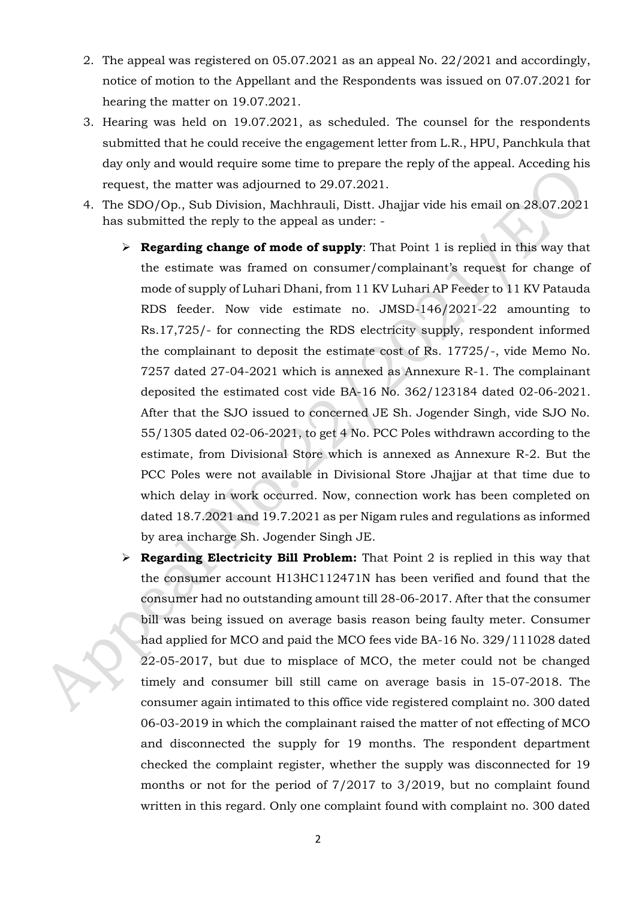2. The appeal was registered on 05.07.2021 as an appeal No. 22/2021 and accordingly, notice of motion to the Appellant and the Respondents was issued on 07.07.2021 for hearing the matter on 19.07.2021.
3. Hearing was held on 19.07.2021, as scheduled. The counsel for the respondents submitted that he could receive the engagement letter from L.R., HPU, Panchkula that day only and would require some time to prepare the reply of the appeal. Acceding his request, the matter was adjourned to 29.07.2021.
4. The SDO/Op., Sub Division, Machhrauli, Distt. Jhajjar vide his email on 28.07.2021 has submitted the reply to the appeal as under: -

   - **Regarding change of mode of supply**: That Point 1 is replied in this way that the estimate was framed on consumer/complainant's request for change of mode of supply of Luhari Dhani, from 11 KV Luhari AP Feeder to 11 KV Pataudа RDS feeder. Now vide estimate no. JMSD-146/2021-22 amounting to Rs.17,725/- for connecting the RDS electricity supply, respondent informed the complainant to deposit the estimate cost of Rs. 17725/-, vide Memo No. 7257 dated 27-04-2021 which is annexed as Annexure R-1. The complainant deposited the estimated cost vide BA-16 No. 362/123184 dated 02-06-2021. After that the SJO issued to concerned JE Sh. Jogender Singh, vide SJO No. 55/1305 dated 02-06-2021, to get 4 No. PCC Poles withdrawn according to the estimate, from Divisional Store which is annexed as Annexure R-2. But the PCC Poles were not available in Divisional Store Jhajjar at that time due to which delay in work occurred. Now, connection work has been completed on dated 18.7.2021 and 19.7.2021 as per Nigam rules and regulations as informed by area incharge Sh. Jogender Singh JE.
   - **Regarding Electricity Bill Problem:** That Point 2 is replied in this way that the consumer account H13HC112471N has been verified and found that the consumer had no outstanding amount till 28-06-2017. After that the consumer bill was being issued on average basis reason being faulty meter. Consumer had applied for MCO and paid the MCO fees vide BA-16 No. 329/111028 dated 22-05-2017, but due to misplace of MCO, the meter could not be changed timely and consumer bill still came on average basis in 15-07-2018. The consumer again intimated to this office vide registered complaint no. 300 dated 06-03-2019 in which the complainant raised the matter of not effecting of MCO and disconnected the supply for 19 months. The respondent department checked the complaint register, whether the supply was disconnected for 19 months or not for the period of 7/2017 to 3/2019, but no complaint found written in this regard. Only one complaint found with complaint no. 300 dated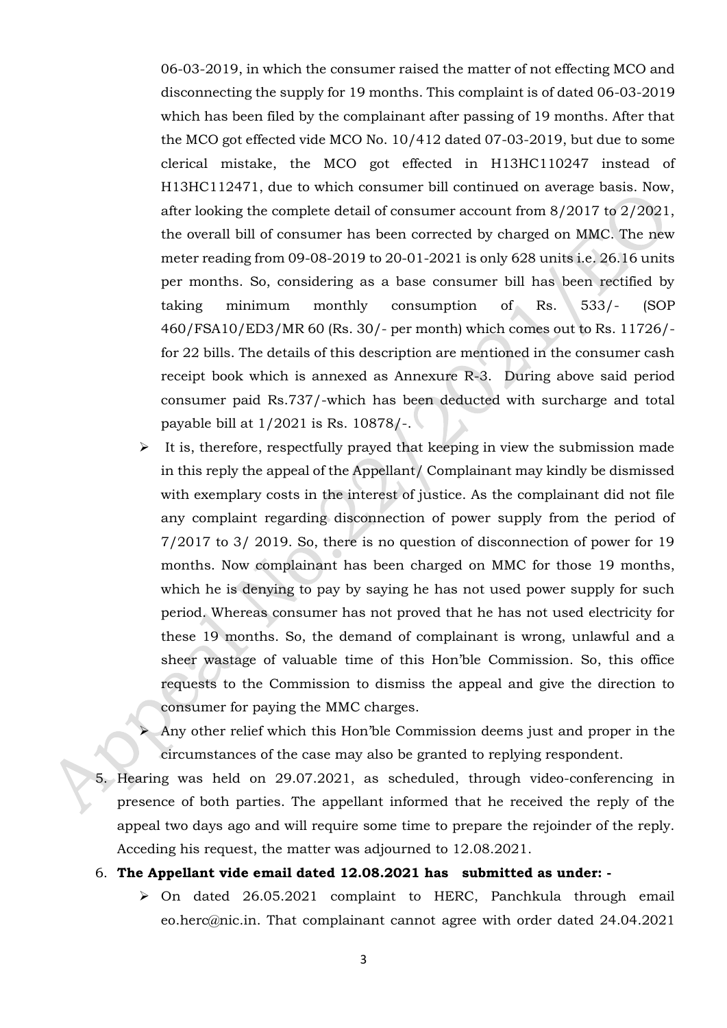06-03-2019, in which the consumer raised the matter of not effecting MCO and disconnecting the supply for 19 months. This complaint is of dated 06-03-2019 which has been filed by the complainant after passing of 19 months. After that the MCO got effected vide MCO No. 10/412 dated 07-03-2019, but due to some clerical mistake, the MCO got effected in H13HC110247 instead of H13HC112471, due to which consumer bill continued on average basis. Now, after looking the complete detail of consumer account from 8/2017 to 2/2021, the overall bill of consumer has been corrected by charged on MMC. The new meter reading from 09-08-2019 to 20-01-2021 is only 628 units i.e. 26.16 units per months. So, considering as a base consumer bill has been rectified by taking minimum monthly consumption of Rs. 533/- (SOP 460/FSA10/ED3/MR 60 (Rs. 30/- per month) which comes out to Rs. 11726/- for 22 bills. The details of this description are mentioned in the consumer cash receipt book which is annexed as Annexure R-3. During above said period consumer paid Rs.737/-which has been deducted with surcharge and total payable bill at 1/2021 is Rs. 10878/-.

- It is, therefore, respectfully prayed that keeping in view the submission made in this reply the appeal of the Appellant/ Complainant may kindly be dismissed with exemplary costs in the interest of justice. As the complainant did not file any complaint regarding disconnection of power supply from the period of 7/2017 to 3/ 2019. So, there is no question of disconnection of power for 19 months. Now complainant has been charged on MMC for those 19 months, which he is denying to pay by saying he has not used power supply for such period. Whereas consumer has not proved that he has not used electricity for these 19 months. So, the demand of complainant is wrong, unlawful and a sheer wastage of valuable time of this Hon'ble Commission. So, this office requests to the Commission to dismiss the appeal and give the direction to consumer for paying the MMC charges.
- Any other relief which this Hon'ble Commission deems just and proper in the circumstances of the case may also be granted to replying respondent.

5. Hearing was held on 29.07.2021, as scheduled, through video-conferencing in presence of both parties. The appellant informed that he received the reply of the appeal two days ago and will require some time to prepare the rejoinder of the reply. Acceding his request, the matter was adjourned to 12.08.2021.

6. **The Appellant vide email dated 12.08.2021 has submitted as under: -**
   - On dated 26.05.2021 complaint to HERC, Panchkula through email eo.herc@nic.in. That complainant cannot agree with order dated 24.04.2021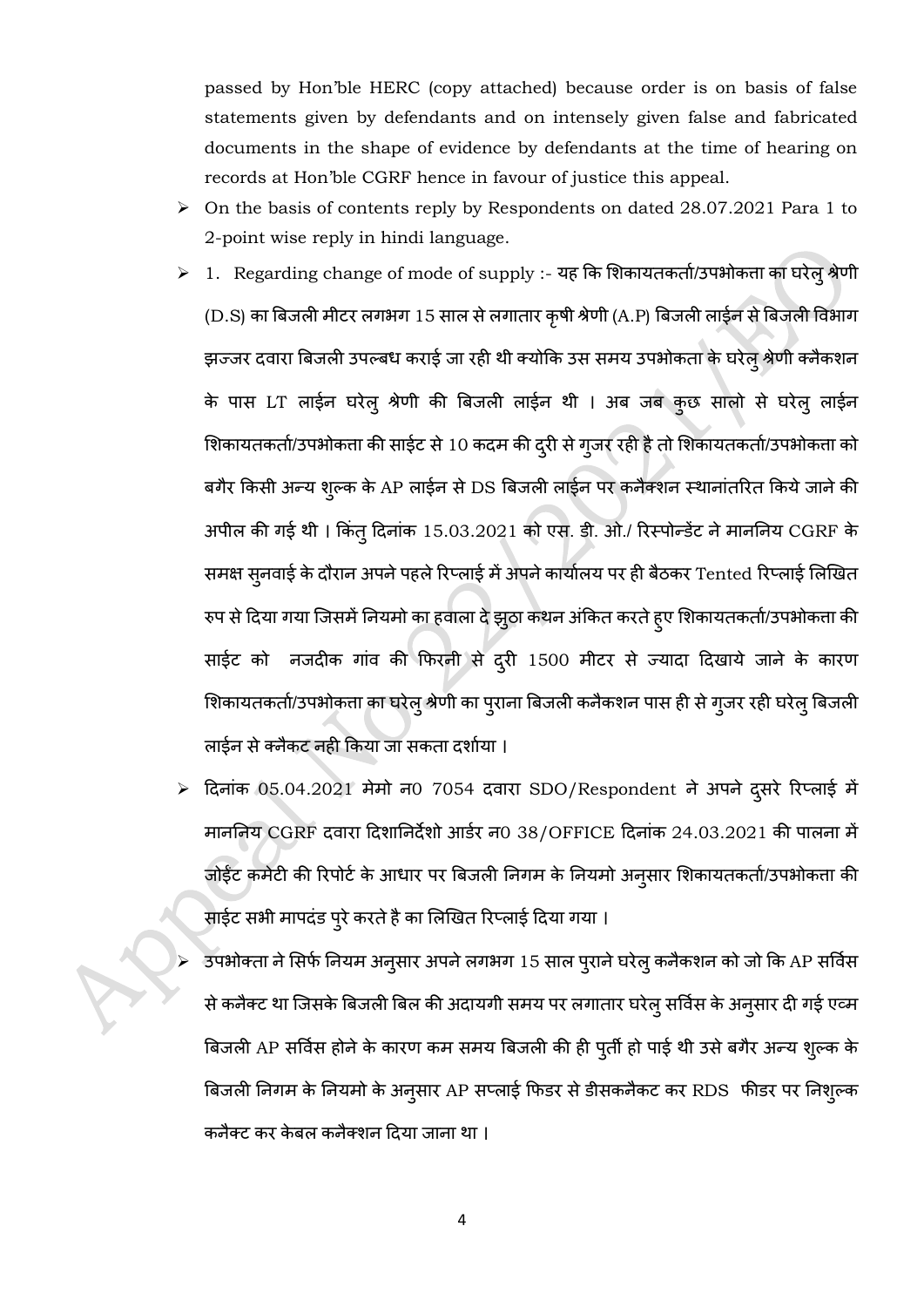passed by Hon'ble HERC (copy attached) because order is on basis of false statements given by defendants and on intensely given false and fabricated documents in the shape of evidence by defendants at the time of hearing on records at Hon'ble CGRF hence in favour of justice this appeal.

- On the basis of contents reply by Respondents on dated 28.07.2021 Para 1 to 2-point wise reply in hindi language.
- 1. Regarding change of mode of supply :- यह कि शिकायतकर्ता/उपभोकता का घरेलु श्रेणी (D.S) का बिजली मीटर लगभग 15 साल से लगातार कृषी श्रेणी (A.P) बिजली लाईन से बिजली विभाग झज्जर दवारा बिजली उपल्बध कराई जा रही थी क्योकि उस समय उपभोकता के घरेलु श्रेणी क्नैकशन के पास LT लाईन घरेलु श्रेणी की बिजली लाईन थी । अब जब कुछ सालो से घरेलु लाईन शिकायतकर्ता/उपभोकता की साईट से 10 कदम की दुरी से गुजर रही है तो शिकायतकर्ता/उपभोकता को बगैर किसी अन्य शुल्क के AP लाईन से DS बिजली लाईन पर कनैक्शन स्थानांतरित किये जाने की अपील की गई थी । किंतु दिनांक 15.03.2021 को एस. डी. ओ./ रिस्पोन्डेंट ने माननिय CGRF के समक्ष सुनवाई के दौरान अपने पहले रिप्लाई में अपने कार्यालय पर ही बैठकर Tented रिप्लाई लिखित रुप से दिया गया जिसमें नियमो का हवाला दे झुठा कथन अंकित करते हुए शिकायतकर्ता/उपभोकता की साईट को नजदीक गांव की फिरनी से दुरी 1500 मीटर से ज्यादा दिखाये जाने के कारण शिकायतकर्ता/उपभोकता का घरेलु श्रेणी का पुराना बिजली कनैकशन पास ही से गुजर रही घरेलु बिजली लाईन से क्नैकट नही किया जा सकता दर्शाया ।
- दिनांक 05.04.2021 मेमो न0 7054 दवारा SDO/Respondent ने अपने दुसरे रिप्लाई में माननिय CGRF दवारा दिशानिर्देशो आर्डर न0 38/OFFICE दिनांक 24.03.2021 की पालना में जोईंट कमेटी की रिपोर्ट के आधार पर बिजली निगम के नियमो अनुसार शिकायतकर्ता/उपभोकता की साईट सभी मापदंड पुरे करते है का लिखित रिप्लाई दिया गया ।
- उपभोक्ता ने सिर्फ नियम अनुसार अपने लगभग 15 साल पुराने घरेलु कनैकशन को जो कि AP सर्विस से कनैक्ट था जिसके बिजली बिल की अदायगी समय पर लगातार घरेलु सर्विस के अनुसार दी गई एव्म बिजली AP सर्विस होने के कारण कम समय बिजली की ही पुर्ती हो पाई थी उसे बगैर अन्य शुल्क के बिजली निगम के नियमो के अनुसार AP सप्लाई फिडर से डीसकनैकट कर RDS फीडर पर निशुल्क कनैक्ट कर केबल कनैक्शन दिया जाना था ।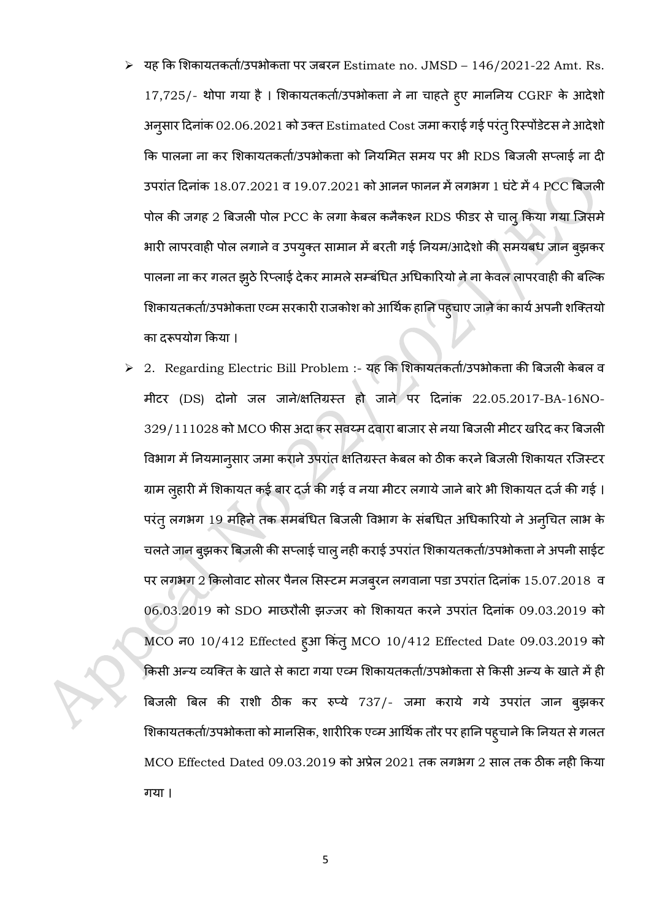- यह कि शिकायतकर्ता/उपभोक्ता पर जबरन Estimate no. JMSD – 146/2021-22 Amt. Rs. 17,725/- थोपा गया है । शिकायतकर्ता/उपभोक्ता ने ना चाहते हुए माननिय CGRF के आदेशो अनुसार दिनांक 02.06.2021 को उक्त Estimated Cost जमा कराई गई परंतु रिस्पॉडेटस ने आदेशो कि पालना ना कर शिकायतकर्ता/उपभोक्ता को नियमित समय पर भी RDS बिजली सप्लाई ना दी उपरांत दिनांक 18.07.2021 व 19.07.2021 को आनन फानन में लगभग 1 घंटे में 4 PCC बिजली पोल की जगह 2 बिजली पोल PCC के लगा केबल कनैकशन RDS फीडर से चालु किया गया जिसमे भारी लापरवाही पोल लगाने व उपयुक्त सामान में बरती गई नियम/आदेशो की समयबध जान बुझकर पालना ना कर गलत झुठे रिप्लाई देकर मामले सम्बंधित अधिकारियो ने ना केवल लापरवाही की बल्कि शिकायतकर्ता/उपभोक्ता एव्म सरकारी राजकोश को आर्थिक हानि पहुचाए जाने का कार्य अपनी शक्तियो का दरूपयोग किया ।
- 2. Regarding Electric Bill Problem :- यह कि शिकायतकर्ता/उपभोक्ता की बिजली केबल व मीटर (DS) दोनो जल जाने/क्षतिग्रस्त हो जाने पर दिनांक 22.05.2017-BA-16NO-329/111028 को MCO फीस अदा कर सवय्म दवारा बाजार से नया बिजली मीटर खरिद कर बिजली विभाग में नियमानुसार जमा कराने उपरांत क्षतिग्रस्त केबल को ठीक करने बिजली शिकायत रजिस्टर ग्राम लुहारी में शिकायत कई बार दर्ज की गई व नया मीटर लगाये जाने बारे भी शिकायत दर्ज की गई । परंतु लगभग 19 महिने तक समबंधित बिजली विभाग के संबधित अधिकारियो ने अनुचित लाभ के चलते जान बुझकर बिजली की सप्लाई चालु नही कराई उपरांत शिकायतकर्ता/उपभोक्ता ने अपनी साईट पर लगभग 2 किलोवाट सोलर पैनल सिस्टम मजबुरन लगवाना पडा उपरांत दिनांक 15.07.2018 व 06.03.2019 को SDO माछरौली झज्जर को शिकायत करने उपरांत दिनांक 09.03.2019 को MCO न0 10/412 Effected हुआ किंतु MCO 10/412 Effected Date 09.03.2019 को किसी अन्य व्यक्ति के खाते से काटा गया एव्म शिकायतकर्ता/उपभोक्ता से किसी अन्य के खाते में ही बिजली बिल की राशी ठीक कर रुप्ये 737/- जमा कराये गये उपरांत जान बुझकर शिकायतकर्ता/उपभोक्ता को मानसिक, शारीरिक एव्म आर्थिक तौर पर हानि पहुचाने कि नियत से गलत MCO Effected Dated 09.03.2019 को अप्रेल 2021 तक लगभग 2 साल तक ठीक नही किया गया ।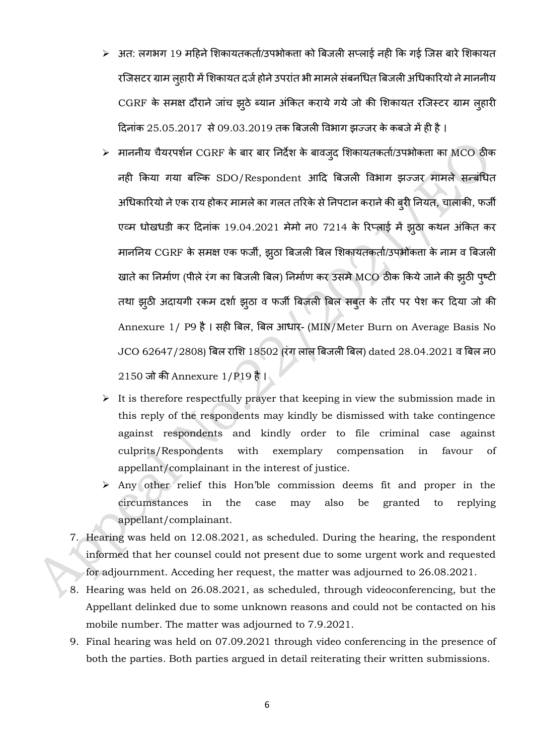- अत: लगभग 19 महिने शिकायतकर्ता/उपभोक्ता को बिजली सप्लाई नही कि गई जिस बारे शिकायत रजिसटर ग्राम लुहारी में शिकायत दर्ज होने उपरांत भी मामले संबनधित बिजली अधिकारियो ने माननीय CGRF के समक्ष दौराने जांच झुठे ब्यान अंकित कराये गये जो की शिकायत रजिस्टर ग्राम लुहारी दिनांक 25.05.2017 से 09.03.2019 तक बिजली विभाग झज्जर के कबजे में ही है l
- माननीय चैयरपर्शन CGRF के बार बार निर्देश के बावजुद शिकायतकर्ता/उपभोक्ता का MCO ठीक नही किया गया बल्कि SDO/Respondent आदि बिजली विभाग झज्जर मामले सन्बंधित अधिकारियो ने एक राय होकर मामले का गलत तरिके से निपटान कराने की बुरी नियत, चालाकी, फर्जी एव्म धोखधडी कर दिनांक 19.04.2021 मेमो न0 7214 के रिप्लाई में झुठा कथन अंकित कर माननिय CGRF के समक्ष एक फर्जी, झुठा बिजली बिल शिकायतकर्ता/उपभोक्ता के नाम व बिजली खाते का निर्माण (पीले रंग का बिजली बिल) निर्माण कर उसमे MCO ठीक किये जाने की झुठी पुष्टी तथा झुठी अदायगी रकम दर्शा झुठा व फर्जी बिजली बिल सबुत के तौर पर पेश कर दिया जो की Annexure 1/ P9 है l सही बिल, बिल आधार- (MIN/Meter Burn on Average Basis No JCO 62647/2808) बिल राशि 18502 (रंग लाल बिजली बिल) dated 28.04.2021 व बिल न0 2150 जो की Annexure 1/P19 है l
- It is therefore respectfully prayer that keeping in view the submission made in this reply of the respondents may kindly be dismissed with take contingence against respondents and kindly order to file criminal case against culprits/Respondents with exemplary compensation in favour of appellant/complainant in the interest of justice.
- Any other relief this Hon'ble commission deems fit and proper in the circumstances in the case may also be granted to replying appellant/complainant.

7. Hearing was held on 12.08.2021, as scheduled. During the hearing, the respondent informed that her counsel could not present due to some urgent work and requested for adjournment. Acceding her request, the matter was adjourned to 26.08.2021.
8. Hearing was held on 26.08.2021, as scheduled, through videoconferencing, but the Appellant delinked due to some unknown reasons and could not be contacted on his mobile number. The matter was adjourned to 7.9.2021.
9. Final hearing was held on 07.09.2021 through video conferencing in the presence of both the parties. Both parties argued in detail reiterating their written submissions.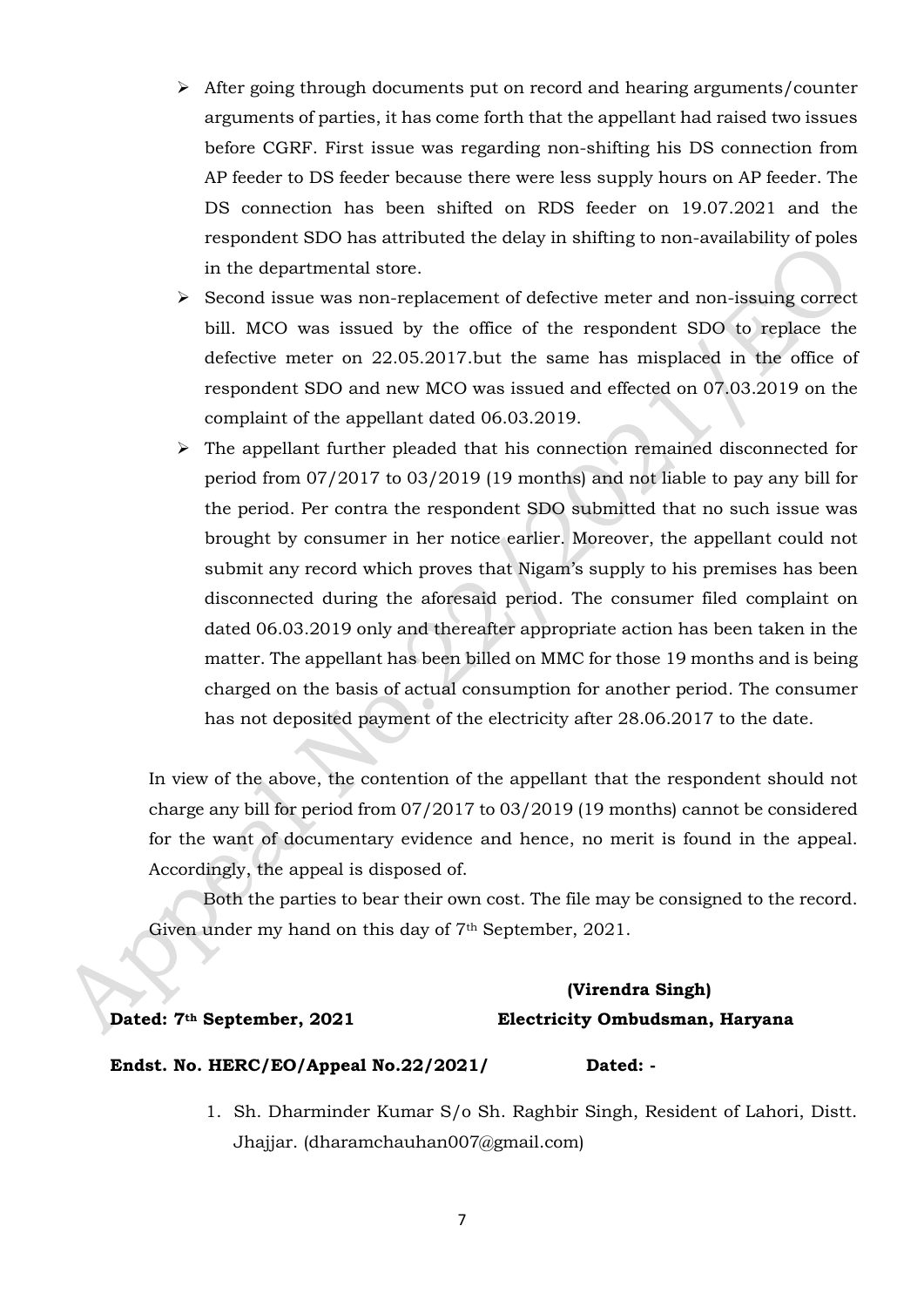- After going through documents put on record and hearing arguments/counter arguments of parties, it has come forth that the appellant had raised two issues before CGRF. First issue was regarding non-shifting his DS connection from AP feeder to DS feeder because there were less supply hours on AP feeder. The DS connection has been shifted on RDS feeder on 19.07.2021 and the respondent SDO has attributed the delay in shifting to non-availability of poles in the departmental store.
- Second issue was non-replacement of defective meter and non-issuing correct bill. MCO was issued by the office of the respondent SDO to replace the defective meter on 22.05.2017.but the same has misplaced in the office of respondent SDO and new MCO was issued and effected on 07.03.2019 on the complaint of the appellant dated 06.03.2019.
- The appellant further pleaded that his connection remained disconnected for period from 07/2017 to 03/2019 (19 months) and not liable to pay any bill for the period. Per contra the respondent SDO submitted that no such issue was brought by consumer in her notice earlier. Moreover, the appellant could not submit any record which proves that Nigam's supply to his premises has been disconnected during the aforesaid period. The consumer filed complaint on dated 06.03.2019 only and thereafter appropriate action has been taken in the matter. The appellant has been billed on MMC for those 19 months and is being charged on the basis of actual consumption for another period. The consumer has not deposited payment of the electricity after 28.06.2017 to the date.

In view of the above, the contention of the appellant that the respondent should not charge any bill for period from 07/2017 to 03/2019 (19 months) cannot be considered for the want of documentary evidence and hence, no merit is found in the appeal. Accordingly, the appeal is disposed of.

Both the parties to bear their own cost. The file may be consigned to the record. Given under my hand on this day of 7th September, 2021.

**(Virendra Singh)**

**Dated: 7th September, 2021** **Electricity Ombudsman, Haryana**

**Endst. No. HERC/EO/Appeal No.22/2021/** **Dated: -**

1. Sh. Dharminder Kumar S/o Sh. Raghbir Singh, Resident of Lahori, Distt. Jhajjar. (dharamchauhan007@gmail.com)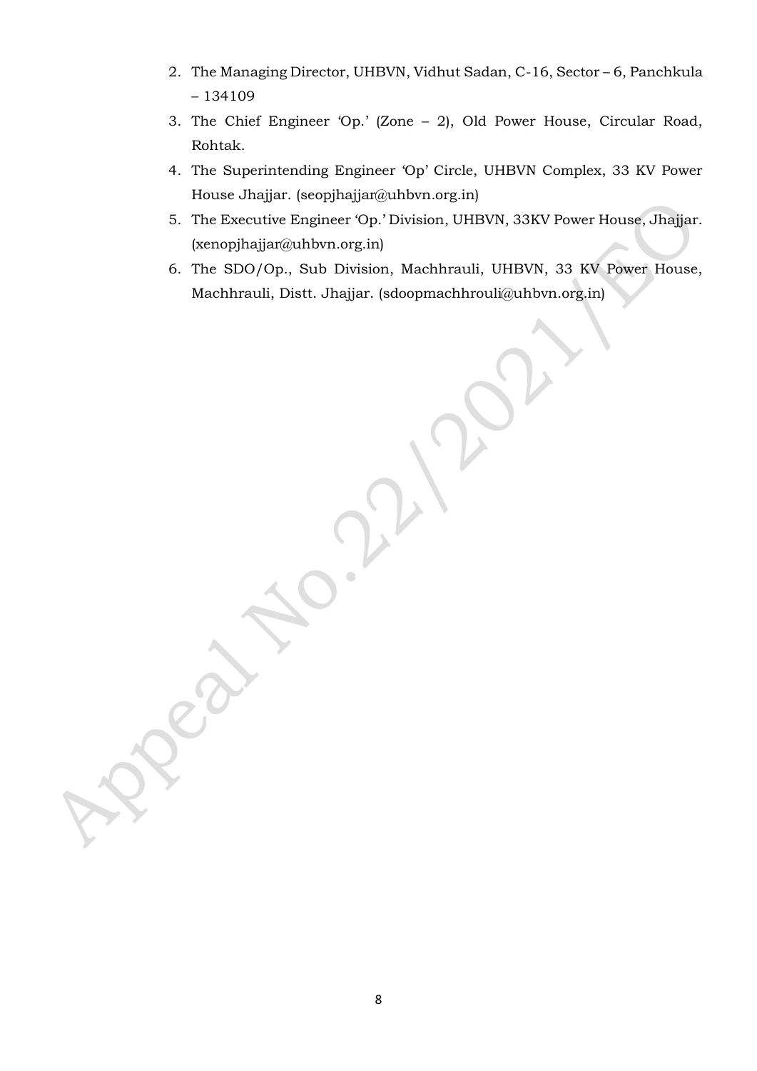2. The Managing Director, UHBVN, Vidhut Sadan, C-16, Sector – 6, Panchkula – 134109
3. The Chief Engineer 'Op.' (Zone – 2), Old Power House, Circular Road, Rohtak.
4. The Superintending Engineer 'Op' Circle, UHBVN Complex, 33 KV Power House Jhajjar. (seopjhajjar@uhbvn.org.in)
5. The Executive Engineer 'Op.' Division, UHBVN, 33KV Power House, Jhajjar. (xenopjhajjar@uhbvn.org.in)
6. The SDO/Op., Sub Division, Machhrauli, UHBVN, 33 KV Power House, Machhrauli, Distt. Jhajjar. (sdoopmachhrouli@uhbvn.org.in)